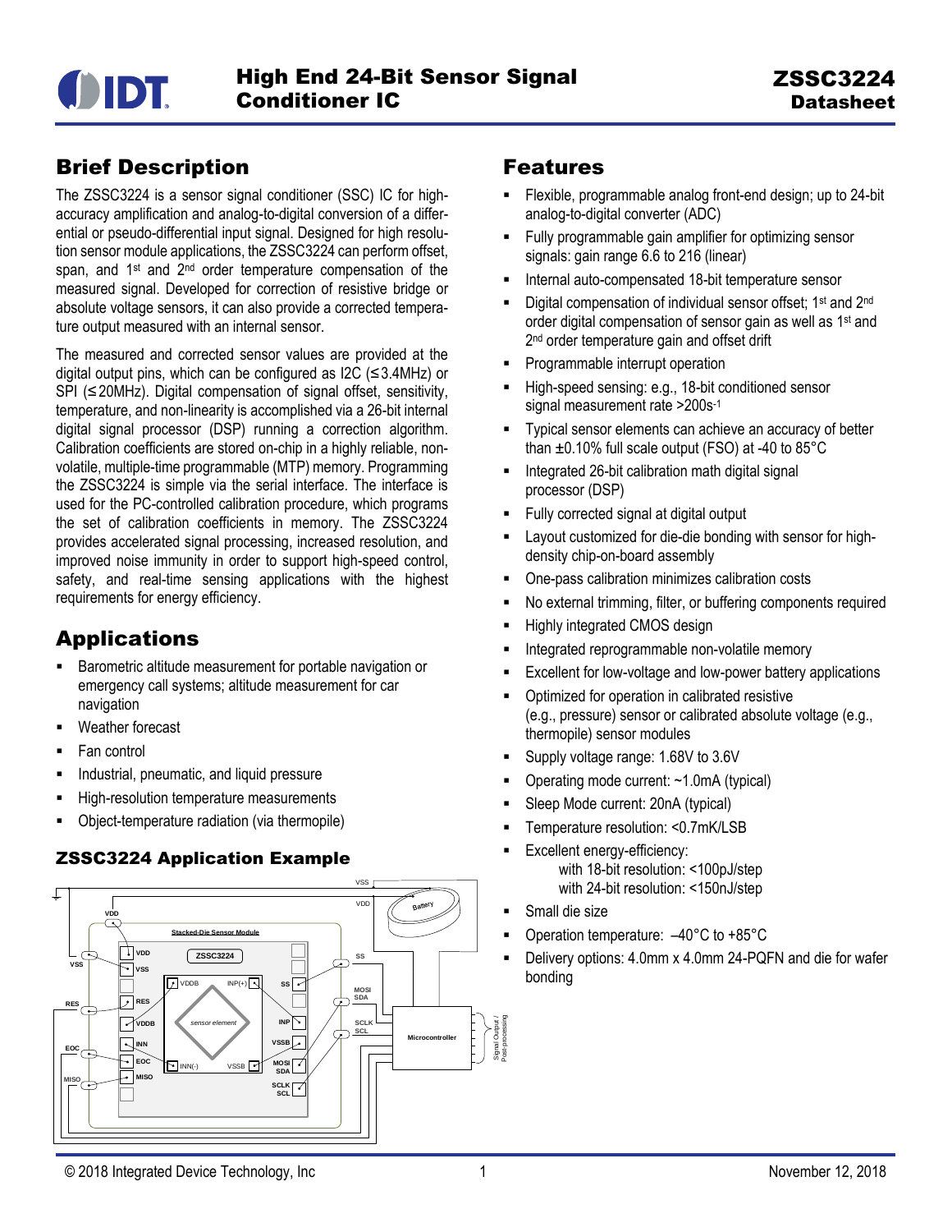# High End 24-Bit Sensor Signal Conditioner IC

# ZSSC3224 Datasheet

## Brief Description

The ZSSC3224 is a sensor signal conditioner (SSC) IC for high-accuracy amplification and analog-to-digital conversion of a differential or pseudo-differential input signal. Designed for high resolution sensor module applications, the ZSSC3224 can perform offset, span, and 1st and 2nd order temperature compensation of the measured signal. Developed for correction of resistive bridge or absolute voltage sensors, it can also provide a corrected temperature output measured with an internal sensor.

The measured and corrected sensor values are provided at the digital output pins, which can be configured as I2C (≤3.4MHz) or SPI (≤20MHz). Digital compensation of signal offset, sensitivity, temperature, and non-linearity is accomplished via a 26-bit internal digital signal processor (DSP) running a correction algorithm. Calibration coefficients are stored on-chip in a highly reliable, non-volatile, multiple-time programmable (MTP) memory. Programming the ZSSC3224 is simple via the serial interface. The interface is used for the PC-controlled calibration procedure, which programs the set of calibration coefficients in memory. The ZSSC3224 provides accelerated signal processing, increased resolution, and improved noise immunity in order to support high-speed control, safety, and real-time sensing applications with the highest requirements for energy efficiency.

## Applications

- Barometric altitude measurement for portable navigation or emergency call systems; altitude measurement for car navigation
- Weather forecast
- Fan control
- Industrial, pneumatic, and liquid pressure
- High-resolution temperature measurements
- Object-temperature radiation (via thermopile)

### ZSSC3224 Application Example

## Features

- Flexible, programmable analog front-end design; up to 24-bit analog-to-digital converter (ADC)
- Fully programmable gain amplifier for optimizing sensor signals: gain range 6.6 to 216 (linear)
- Internal auto-compensated 18-bit temperature sensor
- Digital compensation of individual sensor offset; 1st and 2nd order digital compensation of sensor gain as well as 1st and 2nd order temperature gain and offset drift
- Programmable interrupt operation
- High-speed sensing: e.g., 18-bit conditioned sensor signal measurement rate >200s$^{-1}$
- Typical sensor elements can achieve an accuracy of better than ±0.10% full scale output (FSO) at -40 to 85°C
- Integrated 26-bit calibration math digital signal processor (DSP)
- Fully corrected signal at digital output
- Layout customized for die-die bonding with sensor for high-density chip-on-board assembly
- One-pass calibration minimizes calibration costs
- No external trimming, filter, or buffering components required
- Highly integrated CMOS design
- Integrated reprogrammable non-volatile memory
- Excellent for low-voltage and low-power battery applications
- Optimized for operation in calibrated resistive (e.g., pressure) sensor or calibrated absolute voltage (e.g., thermopile) sensor modules
- Supply voltage range: 1.68V to 3.6V
- Operating mode current: ~1.0mA (typical)
- Sleep Mode current: 20nA (typical)
- Temperature resolution: <0.7mK/LSB
- Excellent energy-efficiency:
  - with 18-bit resolution: <100pJ/step
  - with 24-bit resolution: <150nJ/step
- Small die size
- Operation temperature: –40°C to +85°C
- Delivery options: 4.0mm x 4.0mm 24-PQFN and die for wafer bonding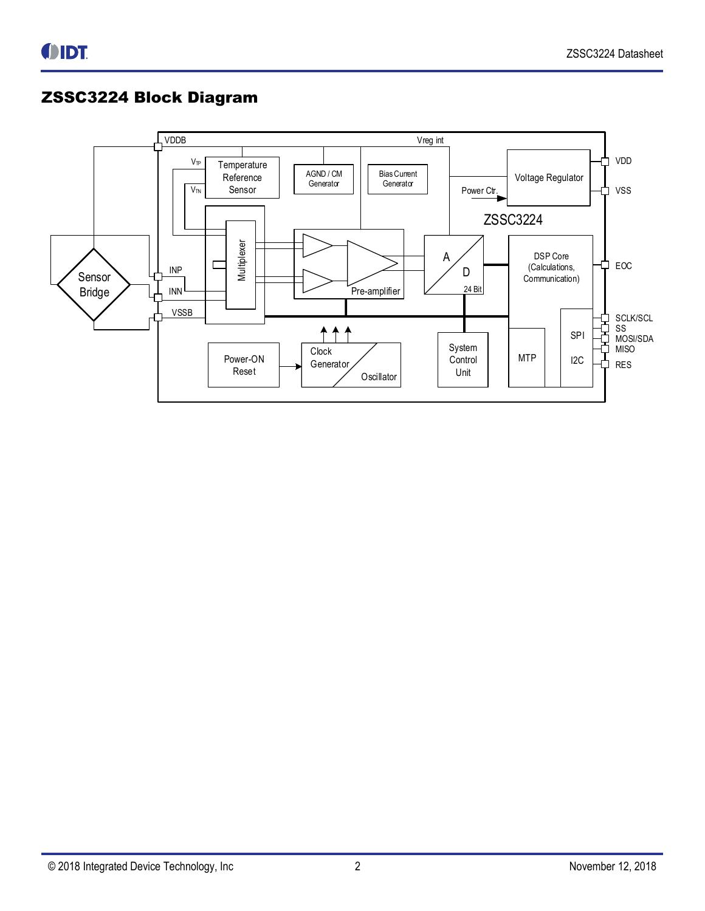## ZSSC3224 Block Diagram

VDDB

Vreg int

$V_{TP}$

Temperature Reference Sensor

$V_{TN}$

AGND / CM Generator

Bias Current Generator

Voltage Regulator

Power Ctr.

VDD

VSS

ZSSC3224

Sensor Bridge

INP

INN

VSSB

Multiplexer

Pre-amplifier

A

D

24 Bit

DSP Core (Calculations, Communication)

EOC

SCLK/SCL

SS

MOSI/SDA

MISO

RES

SPI

I2C

MTP

Power-ON Reset

Clock Generator

Oscillator

System Control Unit